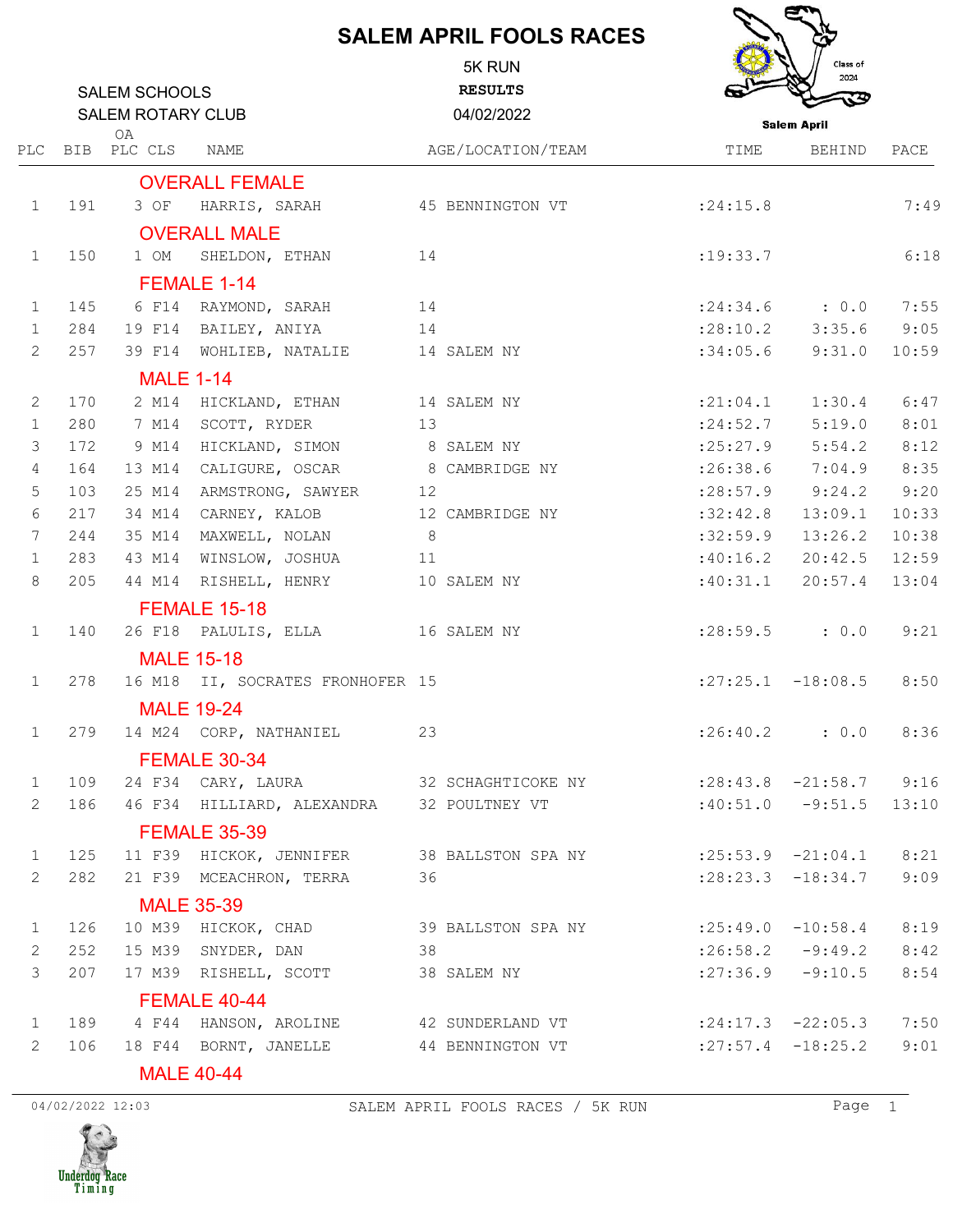# SALEM APRIL FOOLS RACES

5K RUN
RESULTS
04/02/2022

SALEM SCHOOLS
SALEM ROTARY CLUB

| PLC | BIB | OA PLC | CLS | NAME | AGE/LOCATION/TEAM | TIME | BEHIND | PACE |
|---|---|---|---|---|---|---|---|---|
| **OVERALL FEMALE** | | | | | | | | |
| 1 | 191 | 3 | OF | HARRIS, SARAH | 45 BENNINGTON VT | :24:15.8 | | 7:49 |
| **OVERALL MALE** | | | | | | | | |
| 1 | 150 | 1 | OM | SHELDON, ETHAN | 14 | :19:33.7 | | 6:18 |
| **FEMALE 1-14** | | | | | | | | |
| 1 | 145 | 6 | F14 | RAYMOND, SARAH | 14 | :24:34.6 | : 0.0 | 7:55 |
| 1 | 284 | 19 | F14 | BAILEY, ANIYA | 14 | :28:10.2 | 3:35.6 | 9:05 |
| 2 | 257 | 39 | F14 | WOHLIEB, NATALIE | 14 SALEM NY | :34:05.6 | 9:31.0 | 10:59 |
| **MALE 1-14** | | | | | | | | |
| 2 | 170 | 2 | M14 | HICKLAND, ETHAN | 14 SALEM NY | :21:04.1 | 1:30.4 | 6:47 |
| 1 | 280 | 7 | M14 | SCOTT, RYDER | 13 | :24:52.7 | 5:19.0 | 8:01 |
| 3 | 172 | 9 | M14 | HICKLAND, SIMON | 8 SALEM NY | :25:27.9 | 5:54.2 | 8:12 |
| 4 | 164 | 13 | M14 | CALIGURE, OSCAR | 8 CAMBRIDGE NY | :26:38.6 | 7:04.9 | 8:35 |
| 5 | 103 | 25 | M14 | ARMSTRONG, SAWYER | 12 | :28:57.9 | 9:24.2 | 9:20 |
| 6 | 217 | 34 | M14 | CARNEY, KALOB | 12 CAMBRIDGE NY | :32:42.8 | 13:09.1 | 10:33 |
| 7 | 244 | 35 | M14 | MAXWELL, NOLAN | 8 | :32:59.9 | 13:26.2 | 10:38 |
| 1 | 283 | 43 | M14 | WINSLOW, JOSHUA | 11 | :40:16.2 | 20:42.5 | 12:59 |
| 8 | 205 | 44 | M14 | RISHELL, HENRY | 10 SALEM NY | :40:31.1 | 20:57.4 | 13:04 |
| **FEMALE 15-18** | | | | | | | | |
| 1 | 140 | 26 | F18 | PALULIS, ELLA | 16 SALEM NY | :28:59.5 | : 0.0 | 9:21 |
| **MALE 15-18** | | | | | | | | |
| 1 | 278 | 16 | M18 | II, SOCRATES FRONHOFER | 15 | :27:25.1 | -18:08.5 | 8:50 |
| **MALE 19-24** | | | | | | | | |
| 1 | 279 | 14 | M24 | CORP, NATHANIEL | 23 | :26:40.2 | : 0.0 | 8:36 |
| **FEMALE 30-34** | | | | | | | | |
| 1 | 109 | 24 | F34 | CARY, LAURA | 32 SCHAGHTICOKE NY | :28:43.8 | -21:58.7 | 9:16 |
| 2 | 186 | 46 | F34 | HILLIARD, ALEXANDRA | 32 POULTNEY VT | :40:51.0 | -9:51.5 | 13:10 |
| **FEMALE 35-39** | | | | | | | | |
| 1 | 125 | 11 | F39 | HICKOK, JENNIFER | 38 BALLSTON SPA NY | :25:53.9 | -21:04.1 | 8:21 |
| 2 | 282 | 21 | F39 | MCEACHRON, TERRA | 36 | :28:23.3 | -18:34.7 | 9:09 |
| **MALE 35-39** | | | | | | | | |
| 1 | 126 | 10 | M39 | HICKOK, CHAD | 39 BALLSTON SPA NY | :25:49.0 | -10:58.4 | 8:19 |
| 2 | 252 | 15 | M39 | SNYDER, DAN | 38 | :26:58.2 | -9:49.2 | 8:42 |
| 3 | 207 | 17 | M39 | RISHELL, SCOTT | 38 SALEM NY | :27:36.9 | -9:10.5 | 8:54 |
| **FEMALE 40-44** | | | | | | | | |
| 1 | 189 | 4 | F44 | HANSON, AROLINE | 42 SUNDERLAND VT | :24:17.3 | -22:05.3 | 7:50 |
| 2 | 106 | 18 | F44 | BORNT, JANELLE | 44 BENNINGTON VT | :27:57.4 | -18:25.2 | 9:01 |
| **MALE 40-44** | | | | | | | | |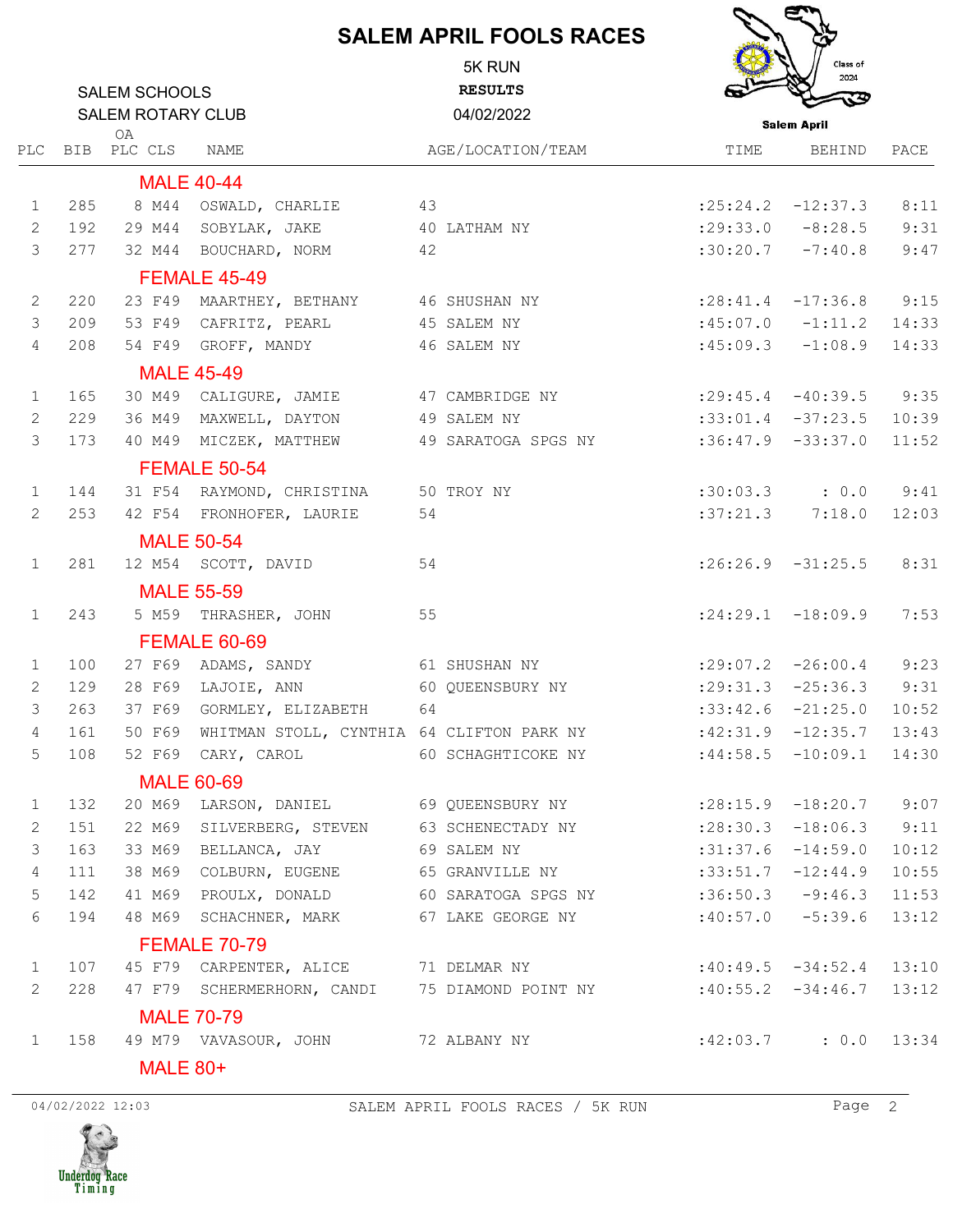# SALEM APRIL FOOLS RACES

SALEM SCHOOLS
SALEM ROTARY CLUB

5K RUN
**RESULTS**
04/02/2022

| PLC | BIB | OA PLC | CLS | NAME | AGE/LOCATION/TEAM | TIME | BEHIND | PACE |
|---|---|---|---|---|---|---|---|---|
| **MALE 40-44** | | | | | | | | |
| 1 | 285 | 8 | M44 | OSWALD, CHARLIE | 43 | :25:24.2 | -12:37.3 | 8:11 |
| 2 | 192 | 29 | M44 | SOBYLAK, JAKE | 40 LATHAM NY | :29:33.0 | -8:28.5 | 9:31 |
| 3 | 277 | 32 | M44 | BOUCHARD, NORM | 42 | :30:20.7 | -7:40.8 | 9:47 |
| **FEMALE 45-49** | | | | | | | | |
| 2 | 220 | 23 | F49 | MAARTHEY, BETHANY | 46 SHUSHAN NY | :28:41.4 | -17:36.8 | 9:15 |
| 3 | 209 | 53 | F49 | CAFRITZ, PEARL | 45 SALEM NY | :45:07.0 | -1:11.2 | 14:33 |
| 4 | 208 | 54 | F49 | GROFF, MANDY | 46 SALEM NY | :45:09.3 | -1:08.9 | 14:33 |
| **MALE 45-49** | | | | | | | | |
| 1 | 165 | 30 | M49 | CALIGURE, JAMIE | 47 CAMBRIDGE NY | :29:45.4 | -40:39.5 | 9:35 |
| 2 | 229 | 36 | M49 | MAXWELL, DAYTON | 49 SALEM NY | :33:01.4 | -37:23.5 | 10:39 |
| 3 | 173 | 40 | M49 | MICZEK, MATTHEW | 49 SARATOGA SPGS NY | :36:47.9 | -33:37.0 | 11:52 |
| **FEMALE 50-54** | | | | | | | | |
| 1 | 144 | 31 | F54 | RAYMOND, CHRISTINA | 50 TROY NY | :30:03.3 | : 0.0 | 9:41 |
| 2 | 253 | 42 | F54 | FRONHOFER, LAURIE | 54 | :37:21.3 | 7:18.0 | 12:03 |
| **MALE 50-54** | | | | | | | | |
| 1 | 281 | 12 | M54 | SCOTT, DAVID | 54 | :26:26.9 | -31:25.5 | 8:31 |
| **MALE 55-59** | | | | | | | | |
| 1 | 243 | 5 | M59 | THRASHER, JOHN | 55 | :24:29.1 | -18:09.9 | 7:53 |
| **FEMALE 60-69** | | | | | | | | |
| 1 | 100 | 27 | F69 | ADAMS, SANDY | 61 SHUSHAN NY | :29:07.2 | -26:00.4 | 9:23 |
| 2 | 129 | 28 | F69 | LAJOIE, ANN | 60 QUEENSBURY NY | :29:31.3 | -25:36.3 | 9:31 |
| 3 | 263 | 37 | F69 | GORMLEY, ELIZABETH | 64 | :33:42.6 | -21:25.0 | 10:52 |
| 4 | 161 | 50 | F69 | WHITMAN STOLL, CYNTHIA | 64 CLIFTON PARK NY | :42:31.9 | -12:35.7 | 13:43 |
| 5 | 108 | 52 | F69 | CARY, CAROL | 60 SCHAGHTICOKE NY | :44:58.5 | -10:09.1 | 14:30 |
| **MALE 60-69** | | | | | | | | |
| 1 | 132 | 20 | M69 | LARSON, DANIEL | 69 QUEENSBURY NY | :28:15.9 | -18:20.7 | 9:07 |
| 2 | 151 | 22 | M69 | SILVERBERG, STEVEN | 63 SCHENECTADY NY | :28:30.3 | -18:06.3 | 9:11 |
| 3 | 163 | 33 | M69 | BELLANCA, JAY | 69 SALEM NY | :31:37.6 | -14:59.0 | 10:12 |
| 4 | 111 | 38 | M69 | COLBURN, EUGENE | 65 GRANVILLE NY | :33:51.7 | -12:44.9 | 10:55 |
| 5 | 142 | 41 | M69 | PROULX, DONALD | 60 SARATOGA SPGS NY | :36:50.3 | -9:46.3 | 11:53 |
| 6 | 194 | 48 | M69 | SCHACHNER, MARK | 67 LAKE GEORGE NY | :40:57.0 | -5:39.6 | 13:12 |
| **FEMALE 70-79** | | | | | | | | |
| 1 | 107 | 45 | F79 | CARPENTER, ALICE | 71 DELMAR NY | :40:49.5 | -34:52.4 | 13:10 |
| 2 | 228 | 47 | F79 | SCHERMERHORN, CANDI | 75 DIAMOND POINT NY | :40:55.2 | -34:46.7 | 13:12 |
| **MALE 70-79** | | | | | | | | |
| 1 | 158 | 49 | M79 | VAVASOUR, JOHN | 72 ALBANY NY | :42:03.7 | : 0.0 | 13:34 |
| **MALE 80+** | | | | | | | | |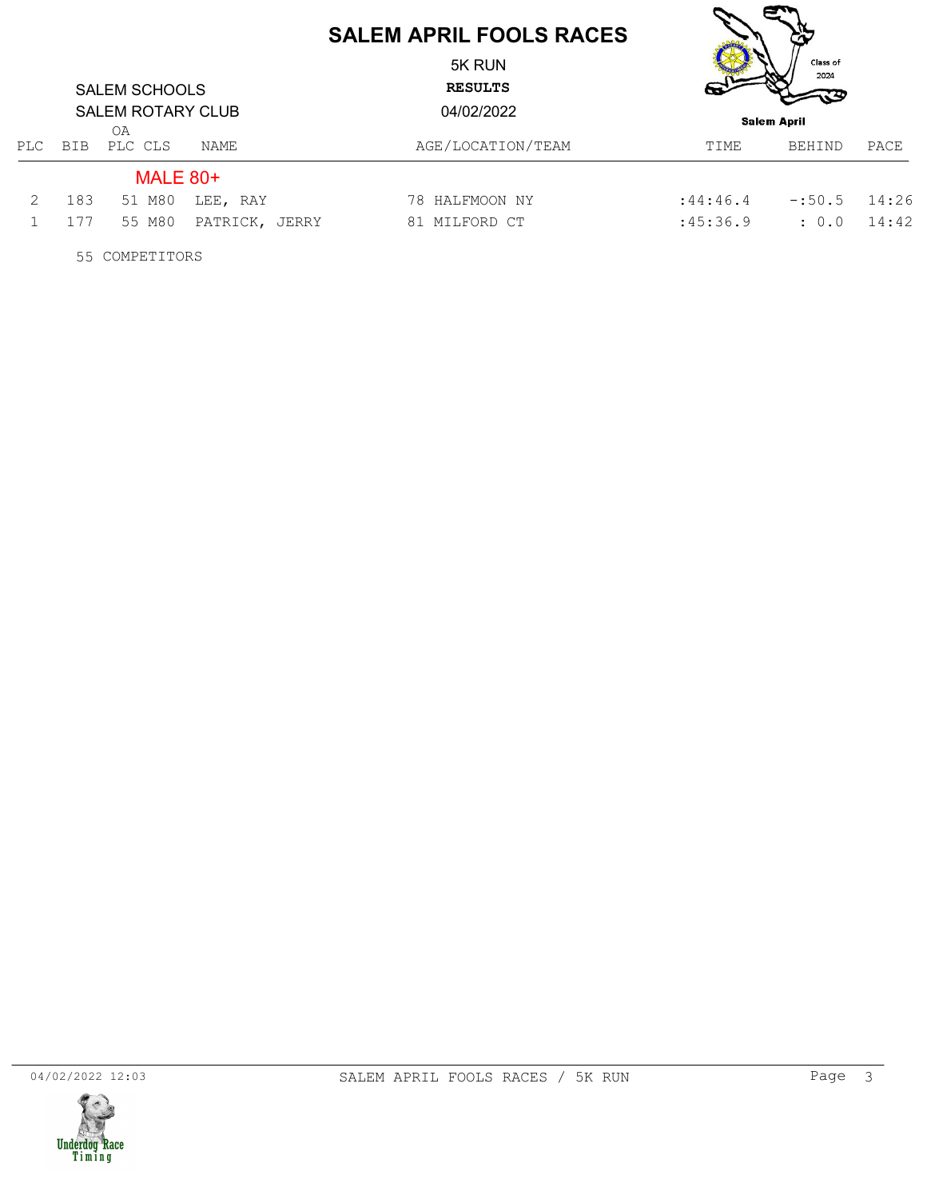# SALEM APRIL FOOLS RACES

5K RUN

**RESULTS**

04/02/2022

SALEM SCHOOLS

SALEM ROTARY CLUB

| PLC | BIB | OA PLC | CLS | NAME | AGE/LOCATION/TEAM | TIME | BEHIND | PACE |
|---|---|---|---|---|---|---|---|---|
| **MALE 80+** | | | | | | | | |
| 2 | 183 | 51 | M80 | LEE, RAY | 78 HALFMOON NY | :44:46.4 | -:50.5 | 14:26 |
| 1 | 177 | 55 | M80 | PATRICK, JERRY | 81 MILFORD CT | :45:36.9 | : 0.0 | 14:42 |

55 COMPETITORS